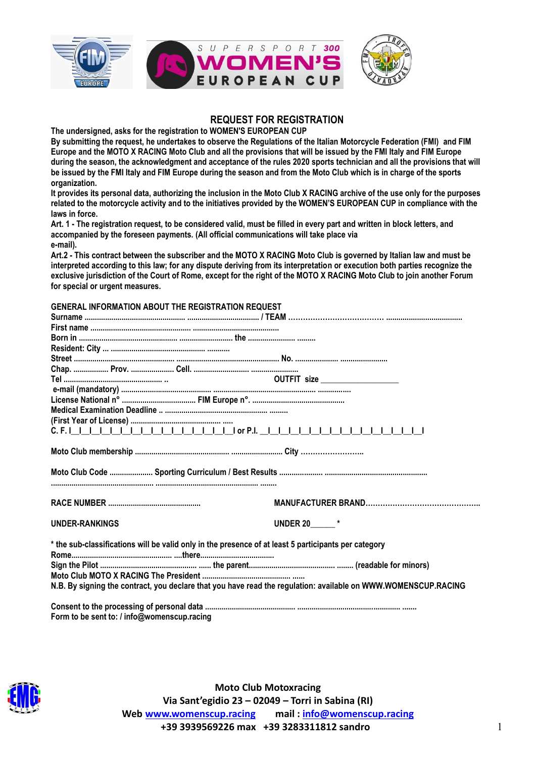SUPERSPORT 300 WOMEN'S EUROPEAN CUP

## REQUEST FOR REGISTRATION

**The undersigned, asks for the registration to WOMEN'S EUROPEAN CUP**

**By submitting the request, he undertakes to observe the Regulations of the Italian Motorcycle Federation (FMI) and FIM Europe and the MOTO X RACING Moto Club and all the provisions that will be issued by the FMI Italy and FIM Europe during the season, the acknowledgment and acceptance of the rules 2020 sports technician and all the provisions that will be issued by the FMI Italy and FIM Europe during the season and from the Moto Club which is in charge of the sports organization.**

**It provides its personal data, authorizing the inclusion in the Moto Club X RACING archive of the use only for the purposes related to the motorcycle activity and to the initiatives provided by the WOMEN'S EUROPEAN CUP in compliance with the laws in force.**

**Art. 1 - The registration request, to be considered valid, must be filled in every part and written in block letters, and accompanied by the foreseen payments. (All official communications will take place via e-mail).**

**Art.2 - This contract between the subscriber and the MOTO X RACING Moto Club is governed by Italian law and must be interpreted according to this law; for any dispute deriving from its interpretation or execution both parties recognize the exclusive jurisdiction of the Court of Rome, except for the right of the MOTO X RACING Moto Club to join another Forum for special or urgent measures.**

**GENERAL INFORMATION ABOUT THE REGISTRATION REQUEST**

**Surname** ................................................. .................................. **/ TEAM** …………………………………. ....................................

**First name** .................................................. .........................................

**Born in** ................................................ .......................... **the** ...................... .........

**Resident: City** ... ............................................ ...........

**Street** .................................................. ................................................. **No.** ..................... ......................

**Chap.** ................ **Prov.** .................... **Cell.** ........................... ......................

**Tel** ................................................ .. **OUTFIT size** __________________

**e-mail (mandatory)** ............................................ ................................................. ................

**License National n°** ................................... **FIM Europe n°.** ............................................

**Medical Examination Deadline** .. ................................................ .........

**(First Year of License)** ............................................ .....

**C. F.** I_I_I_I_I_I_I_I_I_I_I_I_I_I_I_I_I **or P.I.** _I_I_I_I_I_I_I_I_I_I_I_I_I_I_I_I_I

**Moto Club membership** ............................................... ......................... **City** ……………………..

**Moto Club Code** .................... **Sporting Curriculum / Best Results** ..................... .................................................

.................................................. ................................................ ........

**RACE NUMBER** ............................................ **MANUFACTURER BRAND**………………………………………..

**UNDER-RANKINGS** **UNDER 20**______ *

**\* the sub-classifications will be valid only in the presence of at least 5 participants per category**

**Rome**................................................ ....**there**...................................

**Sign the Pilot** ............................................... ...... **the parent**......................................... ........ **(readable for minors)**

**Moto Club MOTO X RACING The President** ........................................... ......

**N.B. By signing the contract, you declare that you have read the regulation: available on WWW.WOMENSCUP.RACING**

**Consent to the processing of personal data** ............................................ ................................................. .......

**Form to be sent to: / info@womenscup.racing**

**Moto Club Motoxracing**
**Via Sant'egidio 23 – 02049 – Torri in Sabina (RI)**
**Web www.womenscup.racing mail : info@womenscup.racing**
**+39 3939569226 max +39 3283311812 sandro**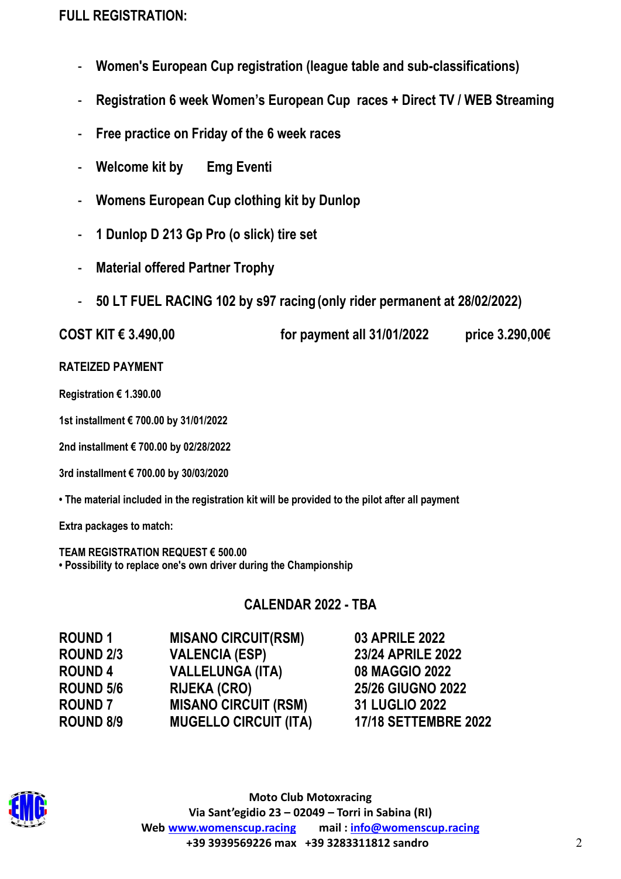**FULL REGISTRATION:**

- **Women's European Cup registration (league table and sub-classifications)**
- **Registration 6 week Women's European Cup races + Direct TV / WEB Streaming**
- **Free practice on Friday of the 6 week races**
- **Welcome kit by Emg Eventi**
- **Womens European Cup clothing kit by Dunlop**
- **1 Dunlop D 213 Gp Pro (o slick) tire set**
- **Material offered Partner Trophy**
- **50 LT FUEL RACING 102 by s97 racing (only rider permanent at 28/02/2022)**

**COST KIT € 3.490,00** **for payment all 31/01/2022** **price 3.290,00€**

**RATEIZED PAYMENT**

**Registration € 1.390.00**

**1st installment € 700.00 by 31/01/2022**

**2nd installment € 700.00 by 02/28/2022**

**3rd installment € 700.00 by 30/03/2020**

**• The material included in the registration kit will be provided to the pilot after all payment**

**Extra packages to match:**

**TEAM REGISTRATION REQUEST € 500.00**
**• Possibility to replace one's own driver during the Championship**

## CALENDAR 2022 - TBA

| | | |
|---|---|---|
| **ROUND 1** | **MISANO CIRCUIT(RSM)** | **03 APRILE 2022** |
| **ROUND 2/3** | **VALENCIA (ESP)** | **23/24 APRILE 2022** |
| **ROUND 4** | **VALLELUNGA (ITA)** | **08 MAGGIO 2022** |
| **ROUND 5/6** | **RIJEKA (CRO)** | **25/26 GIUGNO 2022** |
| **ROUND 7** | **MISANO CIRCUIT (RSM)** | **31 LUGLIO 2022** |
| **ROUND 8/9** | **MUGELLO CIRCUIT (ITA)** | **17/18 SETTEMBRE 2022** |

**Moto Club Motoxracing**
**Via Sant'egidio 23 – 02049 – Torri in Sabina (RI)**
**Web www.womenscup.racing mail : info@womenscup.racing**
**+39 3939569226 max +39 3283311812 sandro**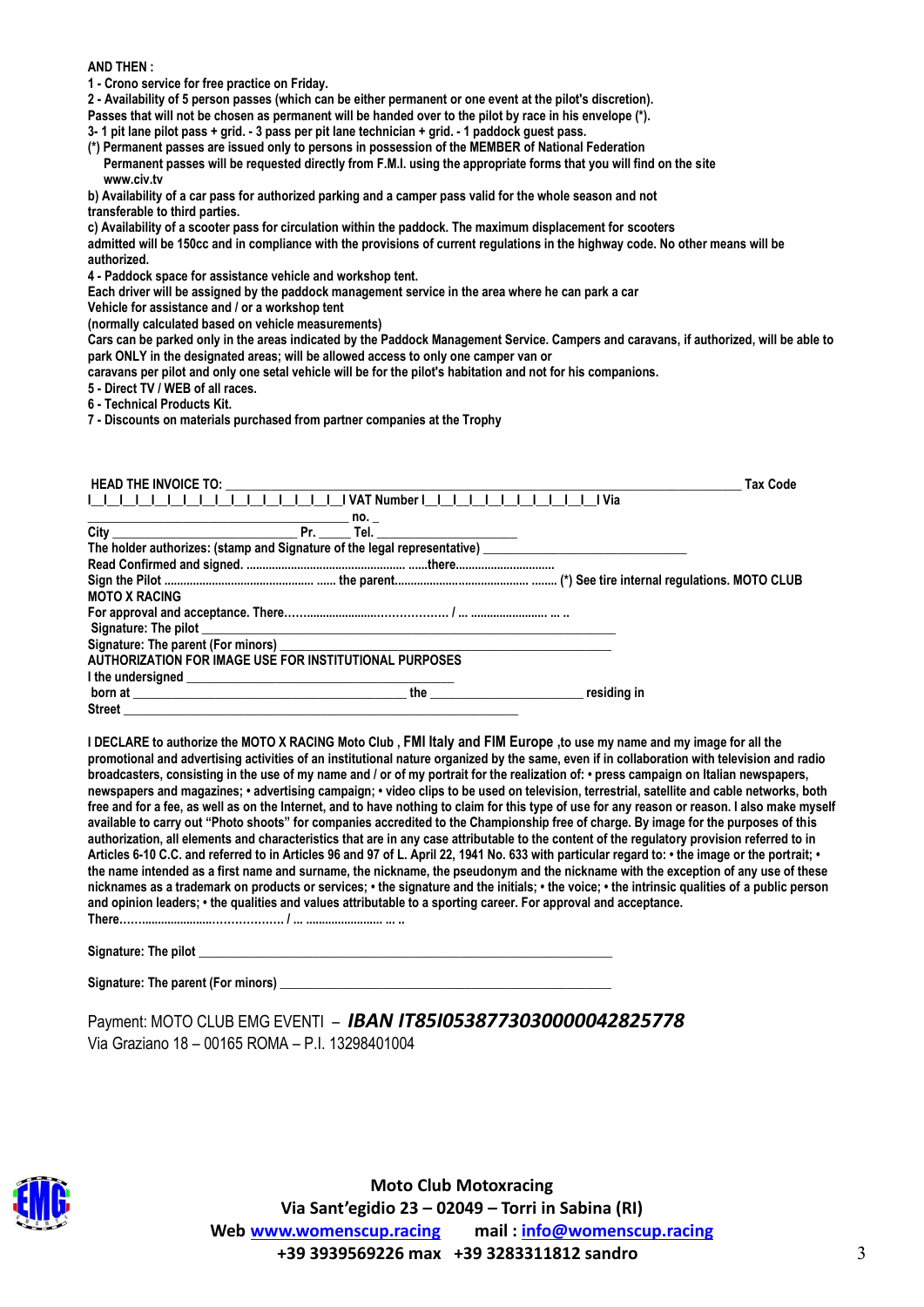**AND THEN :**

**1 - Crono service for free practice on Friday.**

**2 - Availability of 5 person passes (which can be either permanent or one event at the pilot's discretion).**
**Passes that will not be chosen as permanent will be handed over to the pilot by race in his envelope (*).**

**3- 1 pit lane pilot pass + grid. - 3 pass per pit lane technician + grid. - 1 paddock guest pass.**

**(*) Permanent passes are issued only to persons in possession of the MEMBER of National Federation**
**Permanent passes will be requested directly from F.M.I. using the appropriate forms that you will find on the site www.civ.tv**

**b) Availability of a car pass for authorized parking and a camper pass valid for the whole season and not transferable to third parties.**

**c) Availability of a scooter pass for circulation within the paddock. The maximum displacement for scooters admitted will be 150cc and in compliance with the provisions of current regulations in the highway code. No other means will be authorized.**

**4 - Paddock space for assistance vehicle and workshop tent.**
**Each driver will be assigned by the paddock management service in the area where he can park a car Vehicle for assistance and / or a workshop tent**
**(normally calculated based on vehicle measurements)**
**Cars can be parked only in the areas indicated by the Paddock Management Service. Campers and caravans, if authorized, will be able to park ONLY in the designated areas; will be allowed access to only one camper van or caravans per pilot and only one setal vehicle will be for the pilot's habitation and not for his companions.**

**5 - Direct TV / WEB of all races.**

**6 - Technical Products Kit.**

**7 - Discounts on materials purchased from partner companies at the Trophy**

**HEAD THE INVOICE TO:** ________________________________________________ **Tax Code**
**I__I__I__I__I__I__I__I__I__I__I__I__I__I__I__I__I VAT Number I__I__I__I__I__I__I__I__I__I__I__I Via**
________________________________ **no. _**
**City** ________________________ **Pr.** _____ **Tel.** ____________________
**The holder authorizes: (stamp and Signature of the legal representative)** ____________________________
**Read Confirmed and signed.** ............................................ **......there..............................**
**Sign the Pilot ............................................. ...... the parent.......................................... ........ (*) See tire internal regulations. MOTO CLUB MOTO X RACING**
**For approval and acceptance. There…..........................…............... / ... ........................ ... ..**
**Signature: The pilot** ______________________________________________
**Signature: The parent (For minors)** ________________________________________

**AUTHORIZATION FOR IMAGE USE FOR INSTITUTIONAL PURPOSES**

**I the undersigned** ______________________________
**born at** ______________________________ **the** __________________ **residing in**
**Street** ______________________________________________

**I DECLARE to authorize the MOTO X RACING Moto Club , FMI Italy and FIM Europe ,to use my name and my image for all the promotional and advertising activities of an institutional nature organized by the same, even if in collaboration with television and radio broadcasters, consisting in the use of my name and / or of my portrait for the realization of: • press campaign on Italian newspapers, newspapers and magazines; • advertising campaign; • video clips to be used on television, terrestrial, satellite and cable networks, both free and for a fee, as well as on the Internet, and to have nothing to claim for this type of use for any reason or reason. I also make myself available to carry out "Photo shoots" for companies accredited to the Championship free of charge. By image for the purposes of this authorization, all elements and characteristics that are in any case attributable to the content of the regulatory provision referred to in Articles 6-10 C.C. and referred to in Articles 96 and 97 of L. April 22, 1941 No. 633 with particular regard to: • the image or the portrait; • the name intended as a first name and surname, the nickname, the pseudonym and the nickname with the exception of any use of these nicknames as a trademark on products or services; • the signature and the initials; • the voice; • the intrinsic qualities of a public person and opinion leaders; • the qualities and values attributable to a sporting career. For approval and acceptance.**
**There…..........................…............... / ... ........................ ... ..**

**Signature: The pilot** ______________________________________________

**Signature: The parent (For minors)** ________________________________________

Payment: MOTO CLUB EMG EVENTI – ***IBAN IT85I0538773030000042825778***
Via Graziano 18 – 00165 ROMA – P.I. 13298401004

**Moto Club Motoxracing**
**Via Sant'egidio 23 – 02049 – Torri in Sabina (RI)**
**Web [www.womenscup.racing](www.womenscup.racing) mail : [info@womenscup.racing](mailto:info@womenscup.racing)**
**+39 3939569226 max +39 3283311812 sandro**